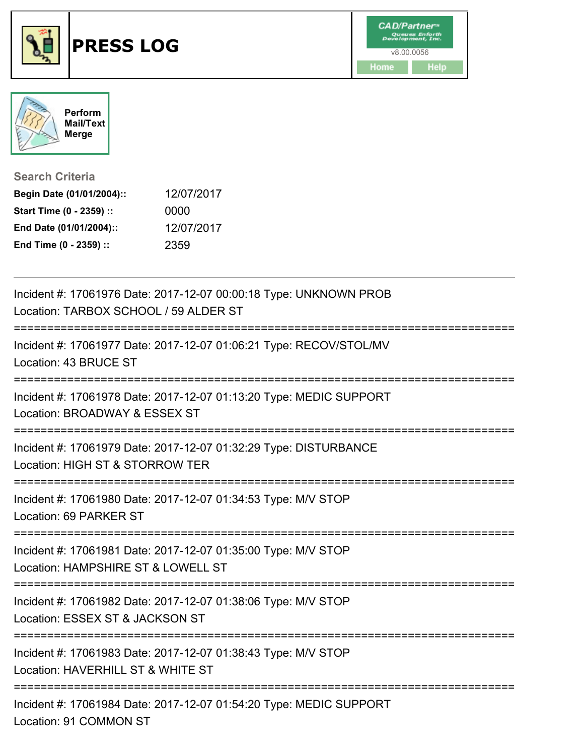# PRESS LOG

CAD/Partner™ Queues Enforth Development, Inc.
v8.00.0056

Home Help

Perform Mail/Text Merge

**Search Criteria**

| | |
|---|---|
| **Begin Date (01/01/2004)::** | 12/07/2017 |
| **Start Time (0 - 2359) ::** | 0000 |
| **End Date (01/01/2004)::** | 12/07/2017 |
| **End Time (0 - 2359) ::** | 2359 |

---

Incident #: 17061976 Date: 2017-12-07 00:00:18 Type: UNKNOWN PROB
Location: TARBOX SCHOOL / 59 ALDER ST

===========================================================================

Incident #: 17061977 Date: 2017-12-07 01:06:21 Type: RECOV/STOL/MV
Location: 43 BRUCE ST

===========================================================================

Incident #: 17061978 Date: 2017-12-07 01:13:20 Type: MEDIC SUPPORT
Location: BROADWAY & ESSEX ST

===========================================================================

Incident #: 17061979 Date: 2017-12-07 01:32:29 Type: DISTURBANCE
Location: HIGH ST & STORROW TER

===========================================================================

Incident #: 17061980 Date: 2017-12-07 01:34:53 Type: M/V STOP
Location: 69 PARKER ST

===========================================================================

Incident #: 17061981 Date: 2017-12-07 01:35:00 Type: M/V STOP
Location: HAMPSHIRE ST & LOWELL ST

===========================================================================

Incident #: 17061982 Date: 2017-12-07 01:38:06 Type: M/V STOP
Location: ESSEX ST & JACKSON ST

===========================================================================

Incident #: 17061983 Date: 2017-12-07 01:38:43 Type: M/V STOP
Location: HAVERHILL ST & WHITE ST

===========================================================================

Incident #: 17061984 Date: 2017-12-07 01:54:20 Type: MEDIC SUPPORT
Location: 91 COMMON ST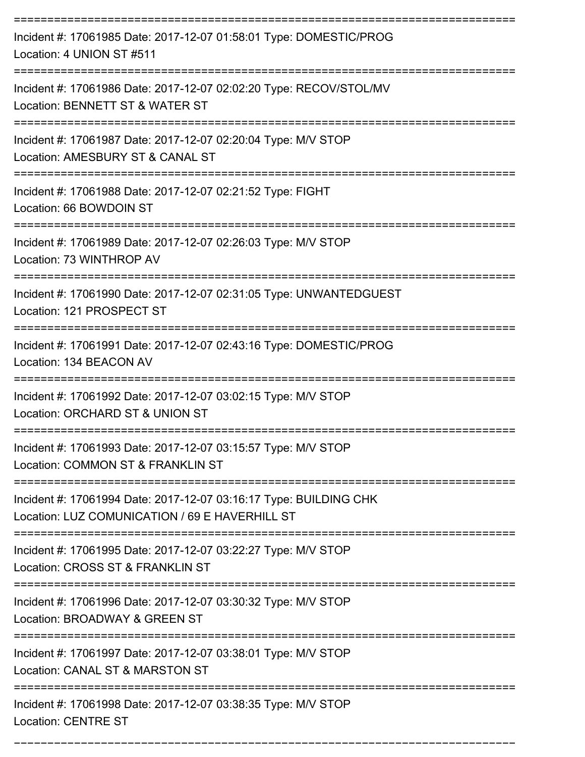Incident #: 17061985 Date: 2017-12-07 01:58:01 Type: DOMESTIC/PROG
Location: 4 UNION ST #511

Incident #: 17061986 Date: 2017-12-07 02:02:20 Type: RECOV/STOL/MV
Location: BENNETT ST & WATER ST

Incident #: 17061987 Date: 2017-12-07 02:20:04 Type: M/V STOP
Location: AMESBURY ST & CANAL ST

Incident #: 17061988 Date: 2017-12-07 02:21:52 Type: FIGHT
Location: 66 BOWDOIN ST

Incident #: 17061989 Date: 2017-12-07 02:26:03 Type: M/V STOP
Location: 73 WINTHROP AV

Incident #: 17061990 Date: 2017-12-07 02:31:05 Type: UNWANTEDGUEST
Location: 121 PROSPECT ST

Incident #: 17061991 Date: 2017-12-07 02:43:16 Type: DOMESTIC/PROG
Location: 134 BEACON AV

Incident #: 17061992 Date: 2017-12-07 03:02:15 Type: M/V STOP
Location: ORCHARD ST & UNION ST

Incident #: 17061993 Date: 2017-12-07 03:15:57 Type: M/V STOP
Location: COMMON ST & FRANKLIN ST

Incident #: 17061994 Date: 2017-12-07 03:16:17 Type: BUILDING CHK
Location: LUZ COMUNICATION / 69 E HAVERHILL ST

Incident #: 17061995 Date: 2017-12-07 03:22:27 Type: M/V STOP
Location: CROSS ST & FRANKLIN ST

Incident #: 17061996 Date: 2017-12-07 03:30:32 Type: M/V STOP
Location: BROADWAY & GREEN ST

Incident #: 17061997 Date: 2017-12-07 03:38:01 Type: M/V STOP
Location: CANAL ST & MARSTON ST

Incident #: 17061998 Date: 2017-12-07 03:38:35 Type: M/V STOP
Location: CENTRE ST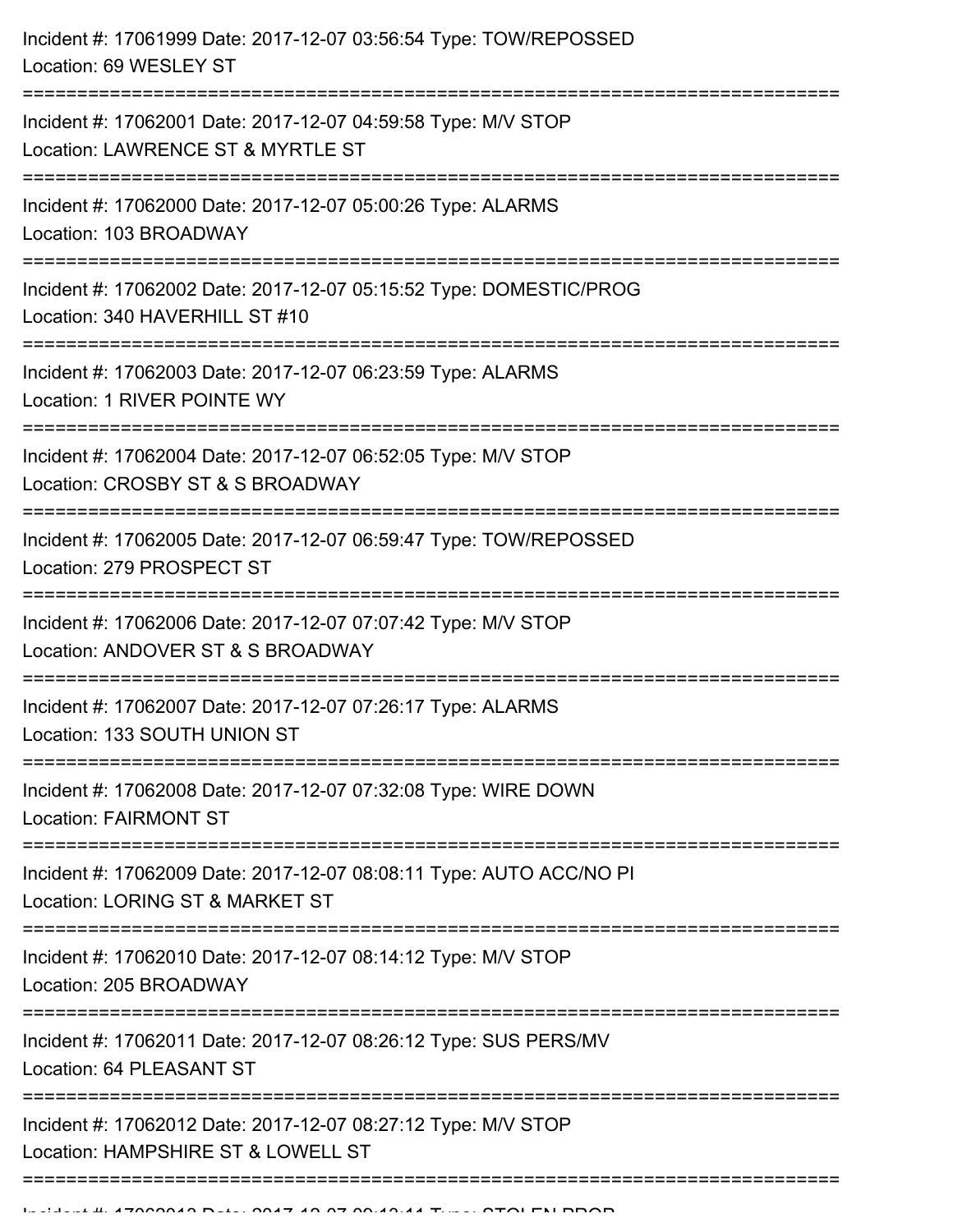Incident #: 17061999 Date: 2017-12-07 03:56:54 Type: TOW/REPOSSED
Location: 69 WESLEY ST

===========================================================================

Incident #: 17062001 Date: 2017-12-07 04:59:58 Type: M/V STOP
Location: LAWRENCE ST & MYRTLE ST

===========================================================================

Incident #: 17062000 Date: 2017-12-07 05:00:26 Type: ALARMS
Location: 103 BROADWAY

===========================================================================

Incident #: 17062002 Date: 2017-12-07 05:15:52 Type: DOMESTIC/PROG
Location: 340 HAVERHILL ST #10

===========================================================================

Incident #: 17062003 Date: 2017-12-07 06:23:59 Type: ALARMS
Location: 1 RIVER POINTE WY

===========================================================================

Incident #: 17062004 Date: 2017-12-07 06:52:05 Type: M/V STOP
Location: CROSBY ST & S BROADWAY

===========================================================================

Incident #: 17062005 Date: 2017-12-07 06:59:47 Type: TOW/REPOSSED
Location: 279 PROSPECT ST

===========================================================================

Incident #: 17062006 Date: 2017-12-07 07:07:42 Type: M/V STOP
Location: ANDOVER ST & S BROADWAY

===========================================================================

Incident #: 17062007 Date: 2017-12-07 07:26:17 Type: ALARMS
Location: 133 SOUTH UNION ST

===========================================================================

Incident #: 17062008 Date: 2017-12-07 07:32:08 Type: WIRE DOWN
Location: FAIRMONT ST

===========================================================================

Incident #: 17062009 Date: 2017-12-07 08:08:11 Type: AUTO ACC/NO PI
Location: LORING ST & MARKET ST

===========================================================================

Incident #: 17062010 Date: 2017-12-07 08:14:12 Type: M/V STOP
Location: 205 BROADWAY

===========================================================================

Incident #: 17062011 Date: 2017-12-07 08:26:12 Type: SUS PERS/MV
Location: 64 PLEASANT ST

===========================================================================

Incident #: 17062012 Date: 2017-12-07 08:27:12 Type: M/V STOP
Location: HAMPSHIRE ST & LOWELL ST

===========================================================================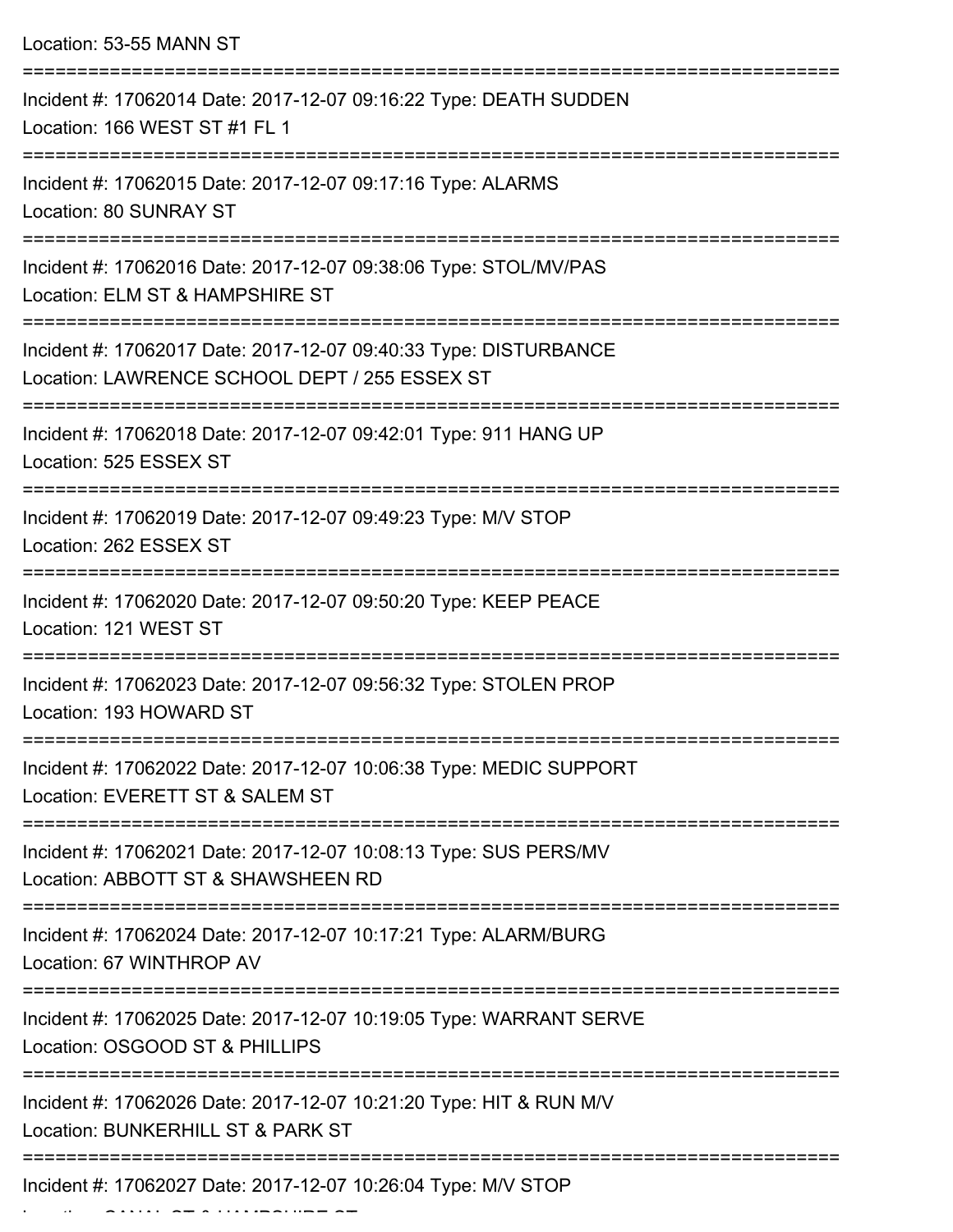Location: 53-55 MANN ST

===========================================================================

Incident #: 17062014 Date: 2017-12-07 09:16:22 Type: DEATH SUDDEN
Location: 166 WEST ST #1 FL 1

===========================================================================

Incident #: 17062015 Date: 2017-12-07 09:17:16 Type: ALARMS
Location: 80 SUNRAY ST

===========================================================================

Incident #: 17062016 Date: 2017-12-07 09:38:06 Type: STOL/MV/PAS
Location: ELM ST & HAMPSHIRE ST

===========================================================================

Incident #: 17062017 Date: 2017-12-07 09:40:33 Type: DISTURBANCE
Location: LAWRENCE SCHOOL DEPT / 255 ESSEX ST

===========================================================================

Incident #: 17062018 Date: 2017-12-07 09:42:01 Type: 911 HANG UP
Location: 525 ESSEX ST

===========================================================================

Incident #: 17062019 Date: 2017-12-07 09:49:23 Type: M/V STOP
Location: 262 ESSEX ST

===========================================================================

Incident #: 17062020 Date: 2017-12-07 09:50:20 Type: KEEP PEACE
Location: 121 WEST ST

===========================================================================

Incident #: 17062023 Date: 2017-12-07 09:56:32 Type: STOLEN PROP
Location: 193 HOWARD ST

===========================================================================

Incident #: 17062022 Date: 2017-12-07 10:06:38 Type: MEDIC SUPPORT
Location: EVERETT ST & SALEM ST

===========================================================================

Incident #: 17062021 Date: 2017-12-07 10:08:13 Type: SUS PERS/MV
Location: ABBOTT ST & SHAWSHEEN RD

===========================================================================

Incident #: 17062024 Date: 2017-12-07 10:17:21 Type: ALARM/BURG
Location: 67 WINTHROP AV

===========================================================================

Incident #: 17062025 Date: 2017-12-07 10:19:05 Type: WARRANT SERVE
Location: OSGOOD ST & PHILLIPS

===========================================================================

Incident #: 17062026 Date: 2017-12-07 10:21:20 Type: HIT & RUN M/V
Location: BUNKERHILL ST & PARK ST

===========================================================================

Incident #: 17062027 Date: 2017-12-07 10:26:04 Type: M/V STOP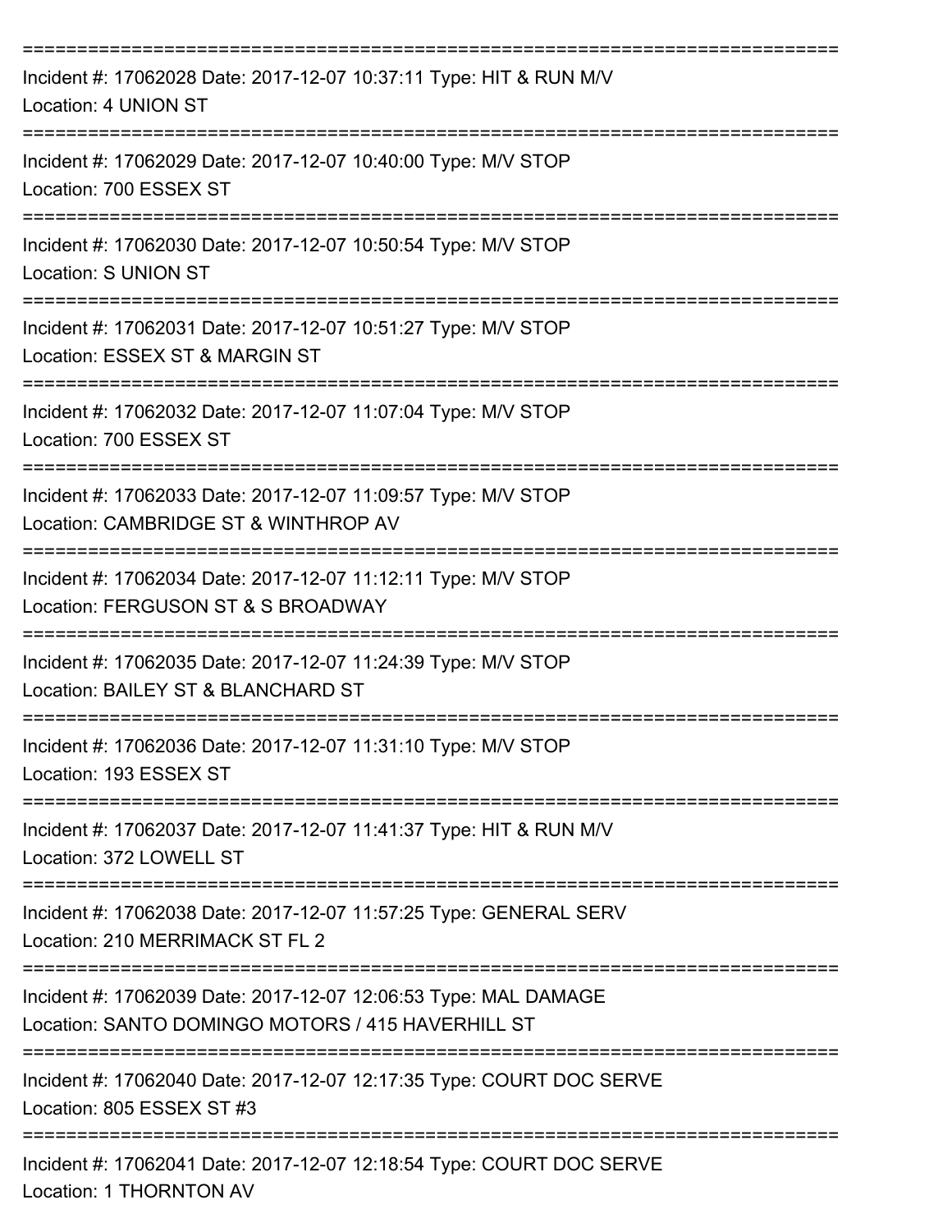===========================================================================

Incident #: 17062028 Date: 2017-12-07 10:37:11 Type: HIT & RUN M/V
Location: 4 UNION ST

===========================================================================

Incident #: 17062029 Date: 2017-12-07 10:40:00 Type: M/V STOP
Location: 700 ESSEX ST

===========================================================================

Incident #: 17062030 Date: 2017-12-07 10:50:54 Type: M/V STOP
Location: S UNION ST

===========================================================================

Incident #: 17062031 Date: 2017-12-07 10:51:27 Type: M/V STOP
Location: ESSEX ST & MARGIN ST

===========================================================================

Incident #: 17062032 Date: 2017-12-07 11:07:04 Type: M/V STOP
Location: 700 ESSEX ST

===========================================================================

Incident #: 17062033 Date: 2017-12-07 11:09:57 Type: M/V STOP
Location: CAMBRIDGE ST & WINTHROP AV

===========================================================================

Incident #: 17062034 Date: 2017-12-07 11:12:11 Type: M/V STOP
Location: FERGUSON ST & S BROADWAY

===========================================================================

Incident #: 17062035 Date: 2017-12-07 11:24:39 Type: M/V STOP
Location: BAILEY ST & BLANCHARD ST

===========================================================================

Incident #: 17062036 Date: 2017-12-07 11:31:10 Type: M/V STOP
Location: 193 ESSEX ST

===========================================================================

Incident #: 17062037 Date: 2017-12-07 11:41:37 Type: HIT & RUN M/V
Location: 372 LOWELL ST

===========================================================================

Incident #: 17062038 Date: 2017-12-07 11:57:25 Type: GENERAL SERV
Location: 210 MERRIMACK ST FL 2

===========================================================================

Incident #: 17062039 Date: 2017-12-07 12:06:53 Type: MAL DAMAGE
Location: SANTO DOMINGO MOTORS / 415 HAVERHILL ST

===========================================================================

Incident #: 17062040 Date: 2017-12-07 12:17:35 Type: COURT DOC SERVE
Location: 805 ESSEX ST #3

===========================================================================

Incident #: 17062041 Date: 2017-12-07 12:18:54 Type: COURT DOC SERVE
Location: 1 THORNTON AV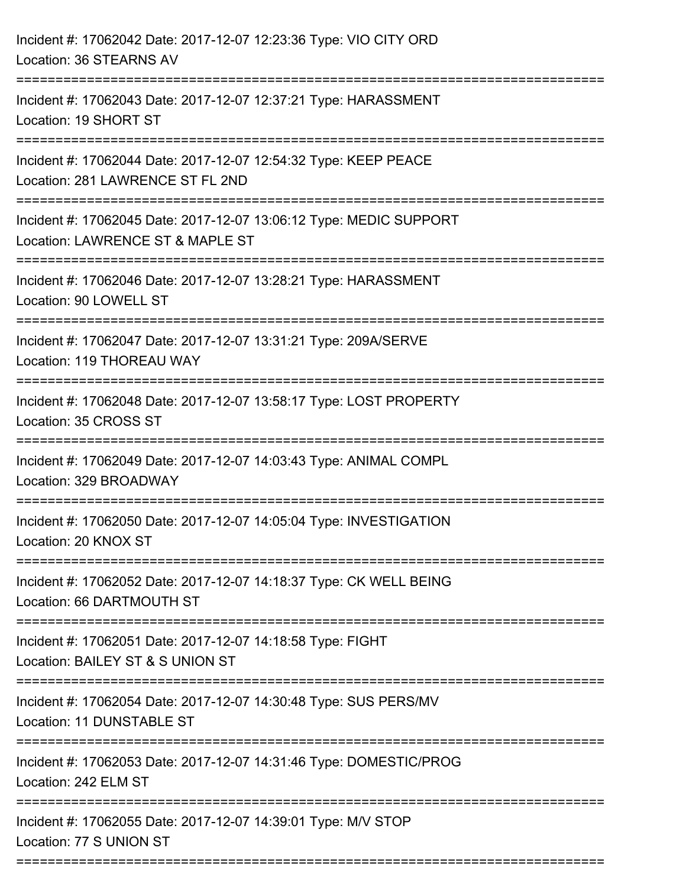Incident #: 17062042 Date: 2017-12-07 12:23:36 Type: VIO CITY ORD
Location: 36 STEARNS AV

===========================================================================

Incident #: 17062043 Date: 2017-12-07 12:37:21 Type: HARASSMENT
Location: 19 SHORT ST

===========================================================================

Incident #: 17062044 Date: 2017-12-07 12:54:32 Type: KEEP PEACE
Location: 281 LAWRENCE ST FL 2ND

===========================================================================

Incident #: 17062045 Date: 2017-12-07 13:06:12 Type: MEDIC SUPPORT
Location: LAWRENCE ST & MAPLE ST

===========================================================================

Incident #: 17062046 Date: 2017-12-07 13:28:21 Type: HARASSMENT
Location: 90 LOWELL ST

===========================================================================

Incident #: 17062047 Date: 2017-12-07 13:31:21 Type: 209A/SERVE
Location: 119 THOREAU WAY

===========================================================================

Incident #: 17062048 Date: 2017-12-07 13:58:17 Type: LOST PROPERTY
Location: 35 CROSS ST

===========================================================================

Incident #: 17062049 Date: 2017-12-07 14:03:43 Type: ANIMAL COMPL
Location: 329 BROADWAY

===========================================================================

Incident #: 17062050 Date: 2017-12-07 14:05:04 Type: INVESTIGATION
Location: 20 KNOX ST

===========================================================================

Incident #: 17062052 Date: 2017-12-07 14:18:37 Type: CK WELL BEING
Location: 66 DARTMOUTH ST

===========================================================================

Incident #: 17062051 Date: 2017-12-07 14:18:58 Type: FIGHT
Location: BAILEY ST & S UNION ST

===========================================================================

Incident #: 17062054 Date: 2017-12-07 14:30:48 Type: SUS PERS/MV
Location: 11 DUNSTABLE ST

===========================================================================

Incident #: 17062053 Date: 2017-12-07 14:31:46 Type: DOMESTIC/PROG
Location: 242 ELM ST

===========================================================================

Incident #: 17062055 Date: 2017-12-07 14:39:01 Type: M/V STOP
Location: 77 S UNION ST

===========================================================================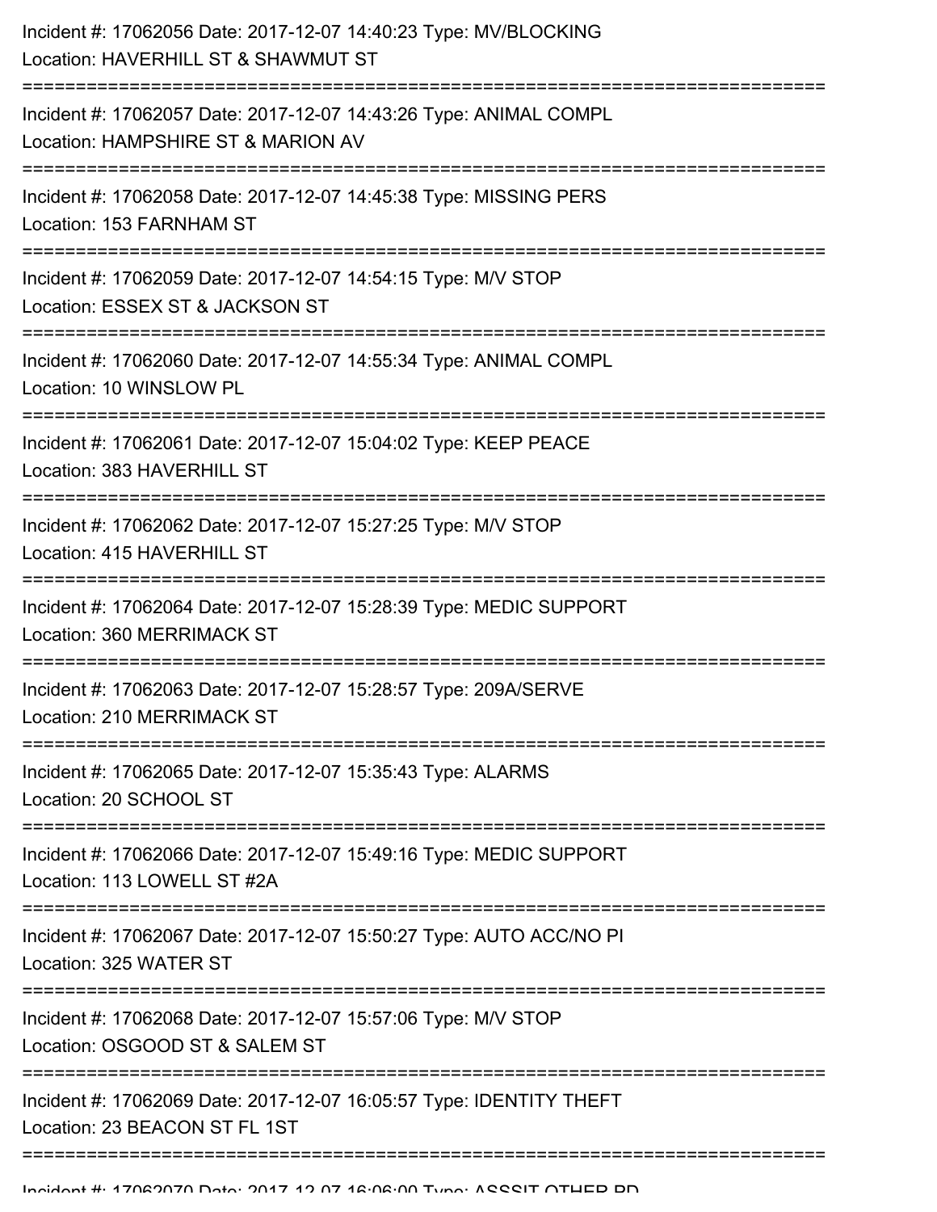Incident #: 17062056 Date: 2017-12-07 14:40:23 Type: MV/BLOCKING
Location: HAVERHILL ST & SHAWMUT ST

===========================================================================

Incident #: 17062057 Date: 2017-12-07 14:43:26 Type: ANIMAL COMPL
Location: HAMPSHIRE ST & MARION AV

===========================================================================

Incident #: 17062058 Date: 2017-12-07 14:45:38 Type: MISSING PERS
Location: 153 FARNHAM ST

===========================================================================

Incident #: 17062059 Date: 2017-12-07 14:54:15 Type: M/V STOP
Location: ESSEX ST & JACKSON ST

===========================================================================

Incident #: 17062060 Date: 2017-12-07 14:55:34 Type: ANIMAL COMPL
Location: 10 WINSLOW PL

===========================================================================

Incident #: 17062061 Date: 2017-12-07 15:04:02 Type: KEEP PEACE
Location: 383 HAVERHILL ST

===========================================================================

Incident #: 17062062 Date: 2017-12-07 15:27:25 Type: M/V STOP
Location: 415 HAVERHILL ST

===========================================================================

Incident #: 17062064 Date: 2017-12-07 15:28:39 Type: MEDIC SUPPORT
Location: 360 MERRIMACK ST

===========================================================================

Incident #: 17062063 Date: 2017-12-07 15:28:57 Type: 209A/SERVE
Location: 210 MERRIMACK ST

===========================================================================

Incident #: 17062065 Date: 2017-12-07 15:35:43 Type: ALARMS
Location: 20 SCHOOL ST

===========================================================================

Incident #: 17062066 Date: 2017-12-07 15:49:16 Type: MEDIC SUPPORT
Location: 113 LOWELL ST #2A

===========================================================================

Incident #: 17062067 Date: 2017-12-07 15:50:27 Type: AUTO ACC/NO PI
Location: 325 WATER ST

===========================================================================

Incident #: 17062068 Date: 2017-12-07 15:57:06 Type: M/V STOP
Location: OSGOOD ST & SALEM ST

===========================================================================

Incident #: 17062069 Date: 2017-12-07 16:05:57 Type: IDENTITY THEFT
Location: 23 BEACON ST FL 1ST

===========================================================================

Incident #: 17062070 Date: 2017-12-07 16:06:00 Type: ASSSIT OTHER PD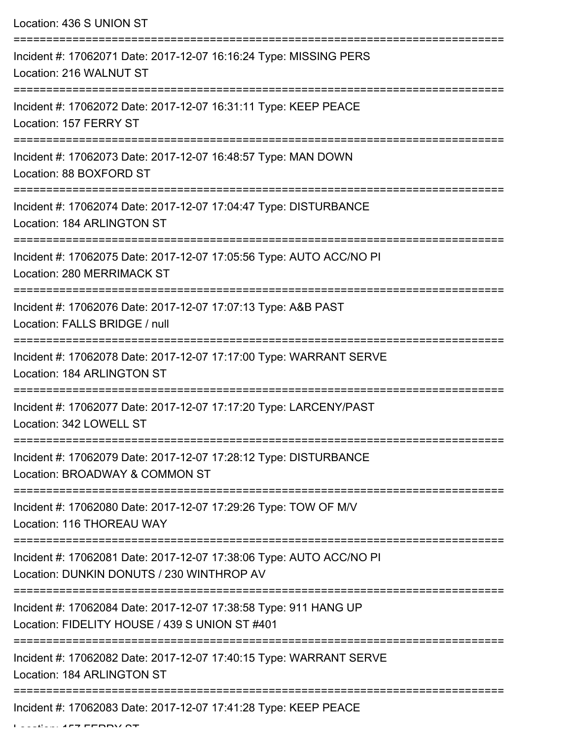Location: 436 S UNION ST

===========================================================================

Incident #: 17062071 Date: 2017-12-07 16:16:24 Type: MISSING PERS
Location: 216 WALNUT ST

===========================================================================

Incident #: 17062072 Date: 2017-12-07 16:31:11 Type: KEEP PEACE
Location: 157 FERRY ST

===========================================================================

Incident #: 17062073 Date: 2017-12-07 16:48:57 Type: MAN DOWN
Location: 88 BOXFORD ST

===========================================================================

Incident #: 17062074 Date: 2017-12-07 17:04:47 Type: DISTURBANCE
Location: 184 ARLINGTON ST

===========================================================================

Incident #: 17062075 Date: 2017-12-07 17:05:56 Type: AUTO ACC/NO PI
Location: 280 MERRIMACK ST

===========================================================================

Incident #: 17062076 Date: 2017-12-07 17:07:13 Type: A&B PAST
Location: FALLS BRIDGE / null

===========================================================================

Incident #: 17062078 Date: 2017-12-07 17:17:00 Type: WARRANT SERVE
Location: 184 ARLINGTON ST

===========================================================================

Incident #: 17062077 Date: 2017-12-07 17:17:20 Type: LARCENY/PAST
Location: 342 LOWELL ST

===========================================================================

Incident #: 17062079 Date: 2017-12-07 17:28:12 Type: DISTURBANCE
Location: BROADWAY & COMMON ST

===========================================================================

Incident #: 17062080 Date: 2017-12-07 17:29:26 Type: TOW OF M/V
Location: 116 THOREAU WAY

===========================================================================

Incident #: 17062081 Date: 2017-12-07 17:38:06 Type: AUTO ACC/NO PI
Location: DUNKIN DONUTS / 230 WINTHROP AV

===========================================================================

Incident #: 17062084 Date: 2017-12-07 17:38:58 Type: 911 HANG UP
Location: FIDELITY HOUSE / 439 S UNION ST #401

===========================================================================

Incident #: 17062082 Date: 2017-12-07 17:40:15 Type: WARRANT SERVE
Location: 184 ARLINGTON ST

===========================================================================

Incident #: 17062083 Date: 2017-12-07 17:41:28 Type: KEEP PEACE
Location: 157 FERRY ST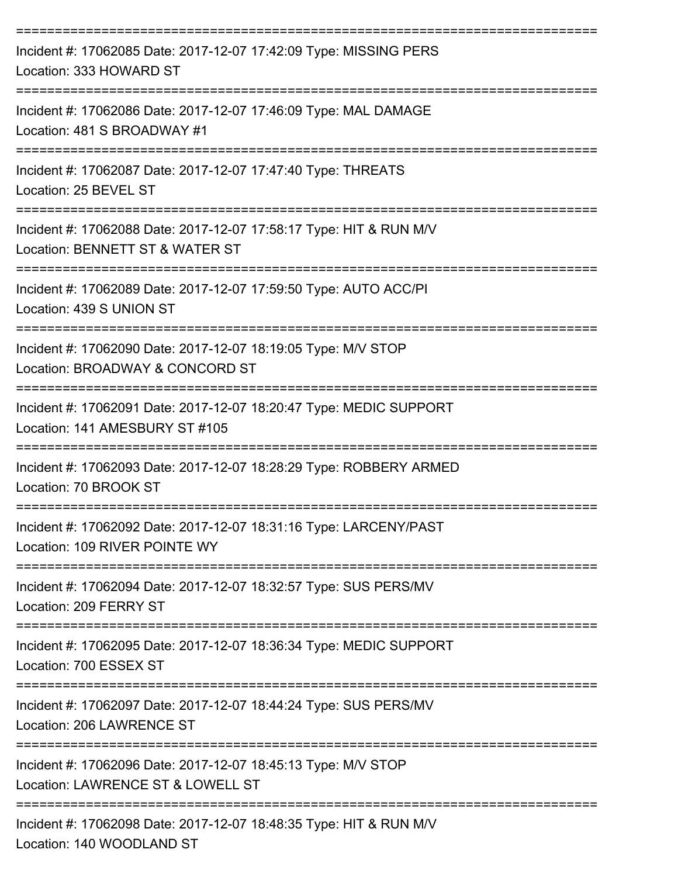===========================================================================

Incident #: 17062085 Date: 2017-12-07 17:42:09 Type: MISSING PERS
Location: 333 HOWARD ST

===========================================================================

Incident #: 17062086 Date: 2017-12-07 17:46:09 Type: MAL DAMAGE
Location: 481 S BROADWAY #1

===========================================================================

Incident #: 17062087 Date: 2017-12-07 17:47:40 Type: THREATS
Location: 25 BEVEL ST

===========================================================================

Incident #: 17062088 Date: 2017-12-07 17:58:17 Type: HIT & RUN M/V
Location: BENNETT ST & WATER ST

===========================================================================

Incident #: 17062089 Date: 2017-12-07 17:59:50 Type: AUTO ACC/PI
Location: 439 S UNION ST

===========================================================================

Incident #: 17062090 Date: 2017-12-07 18:19:05 Type: M/V STOP
Location: BROADWAY & CONCORD ST

===========================================================================

Incident #: 17062091 Date: 2017-12-07 18:20:47 Type: MEDIC SUPPORT
Location: 141 AMESBURY ST #105

===========================================================================

Incident #: 17062093 Date: 2017-12-07 18:28:29 Type: ROBBERY ARMED
Location: 70 BROOK ST

===========================================================================

Incident #: 17062092 Date: 2017-12-07 18:31:16 Type: LARCENY/PAST
Location: 109 RIVER POINTE WY

===========================================================================

Incident #: 17062094 Date: 2017-12-07 18:32:57 Type: SUS PERS/MV
Location: 209 FERRY ST

===========================================================================

Incident #: 17062095 Date: 2017-12-07 18:36:34 Type: MEDIC SUPPORT
Location: 700 ESSEX ST

===========================================================================

Incident #: 17062097 Date: 2017-12-07 18:44:24 Type: SUS PERS/MV
Location: 206 LAWRENCE ST

===========================================================================

Incident #: 17062096 Date: 2017-12-07 18:45:13 Type: M/V STOP
Location: LAWRENCE ST & LOWELL ST

===========================================================================

Incident #: 17062098 Date: 2017-12-07 18:48:35 Type: HIT & RUN M/V
Location: 140 WOODLAND ST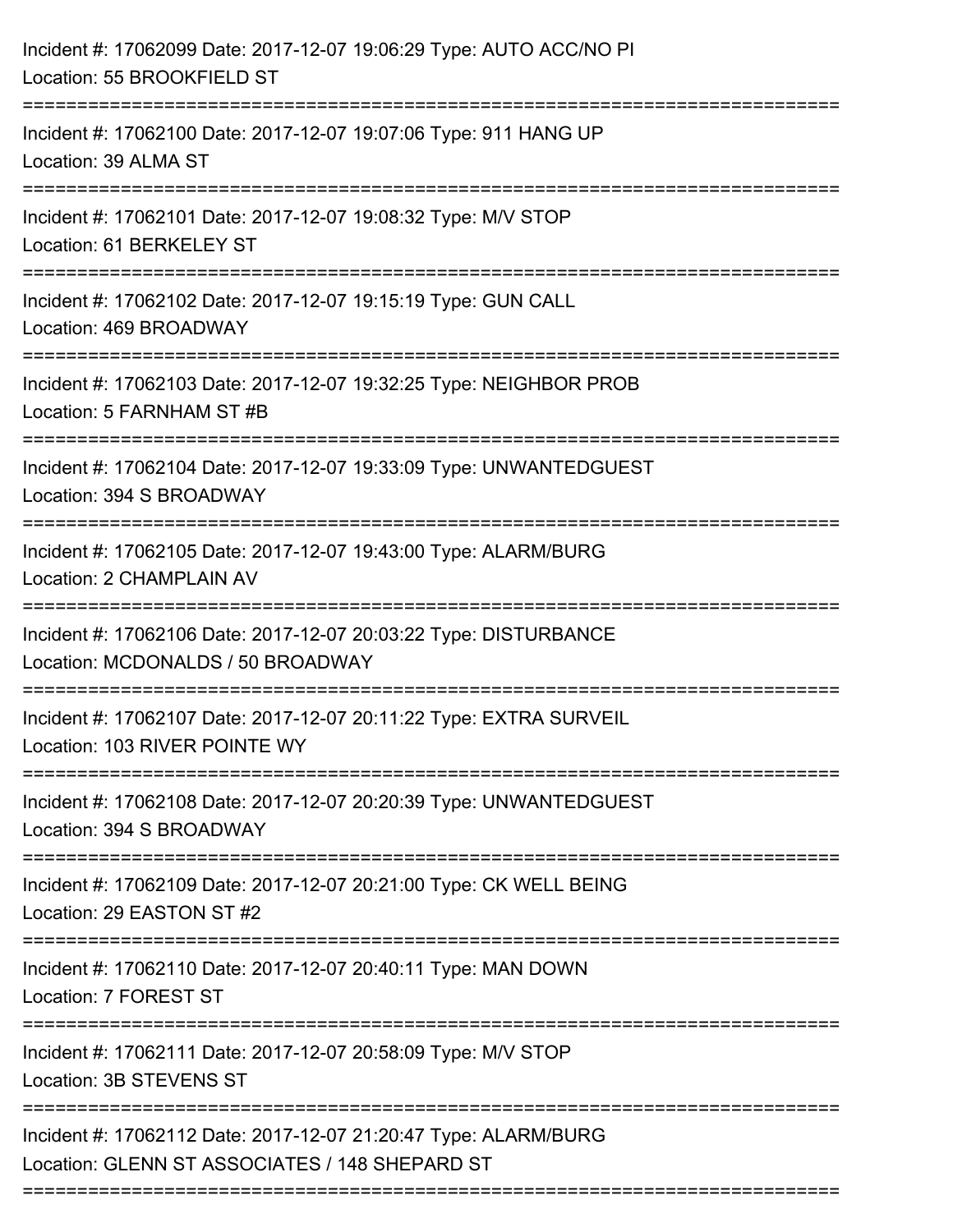Incident #: 17062099 Date: 2017-12-07 19:06:29 Type: AUTO ACC/NO PI
Location: 55 BROOKFIELD ST

===========================================================================

Incident #: 17062100 Date: 2017-12-07 19:07:06 Type: 911 HANG UP
Location: 39 ALMA ST

===========================================================================

Incident #: 17062101 Date: 2017-12-07 19:08:32 Type: M/V STOP
Location: 61 BERKELEY ST

===========================================================================

Incident #: 17062102 Date: 2017-12-07 19:15:19 Type: GUN CALL
Location: 469 BROADWAY

===========================================================================

Incident #: 17062103 Date: 2017-12-07 19:32:25 Type: NEIGHBOR PROB
Location: 5 FARNHAM ST #B

===========================================================================

Incident #: 17062104 Date: 2017-12-07 19:33:09 Type: UNWANTEDGUEST
Location: 394 S BROADWAY

===========================================================================

Incident #: 17062105 Date: 2017-12-07 19:43:00 Type: ALARM/BURG
Location: 2 CHAMPLAIN AV

===========================================================================

Incident #: 17062106 Date: 2017-12-07 20:03:22 Type: DISTURBANCE
Location: MCDONALDS / 50 BROADWAY

===========================================================================

Incident #: 17062107 Date: 2017-12-07 20:11:22 Type: EXTRA SURVEIL
Location: 103 RIVER POINTE WY

===========================================================================

Incident #: 17062108 Date: 2017-12-07 20:20:39 Type: UNWANTEDGUEST
Location: 394 S BROADWAY

===========================================================================

Incident #: 17062109 Date: 2017-12-07 20:21:00 Type: CK WELL BEING
Location: 29 EASTON ST #2

===========================================================================

Incident #: 17062110 Date: 2017-12-07 20:40:11 Type: MAN DOWN
Location: 7 FOREST ST

===========================================================================

Incident #: 17062111 Date: 2017-12-07 20:58:09 Type: M/V STOP
Location: 3B STEVENS ST

===========================================================================

Incident #: 17062112 Date: 2017-12-07 21:20:47 Type: ALARM/BURG
Location: GLENN ST ASSOCIATES / 148 SHEPARD ST

===========================================================================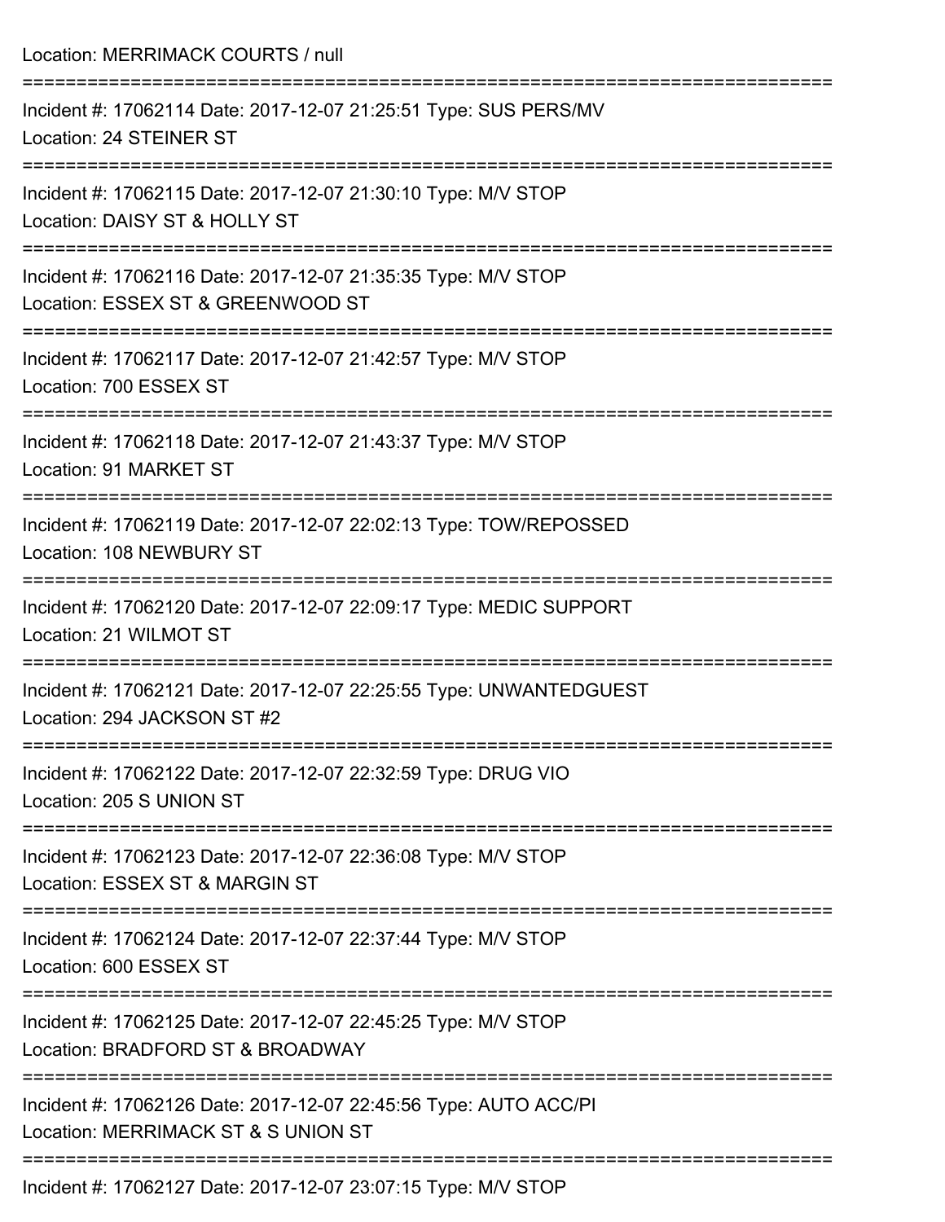Location: MERRIMACK COURTS / null

===========================================================================

Incident #: 17062114 Date: 2017-12-07 21:25:51 Type: SUS PERS/MV
Location: 24 STEINER ST

===========================================================================

Incident #: 17062115 Date: 2017-12-07 21:30:10 Type: M/V STOP
Location: DAISY ST & HOLLY ST

===========================================================================

Incident #: 17062116 Date: 2017-12-07 21:35:35 Type: M/V STOP
Location: ESSEX ST & GREENWOOD ST

===========================================================================

Incident #: 17062117 Date: 2017-12-07 21:42:57 Type: M/V STOP
Location: 700 ESSEX ST

===========================================================================

Incident #: 17062118 Date: 2017-12-07 21:43:37 Type: M/V STOP
Location: 91 MARKET ST

===========================================================================

Incident #: 17062119 Date: 2017-12-07 22:02:13 Type: TOW/REPOSSED
Location: 108 NEWBURY ST

===========================================================================

Incident #: 17062120 Date: 2017-12-07 22:09:17 Type: MEDIC SUPPORT
Location: 21 WILMOT ST

===========================================================================

Incident #: 17062121 Date: 2017-12-07 22:25:55 Type: UNWANTEDGUEST
Location: 294 JACKSON ST #2

===========================================================================

Incident #: 17062122 Date: 2017-12-07 22:32:59 Type: DRUG VIO
Location: 205 S UNION ST

===========================================================================

Incident #: 17062123 Date: 2017-12-07 22:36:08 Type: M/V STOP
Location: ESSEX ST & MARGIN ST

===========================================================================

Incident #: 17062124 Date: 2017-12-07 22:37:44 Type: M/V STOP
Location: 600 ESSEX ST

===========================================================================

Incident #: 17062125 Date: 2017-12-07 22:45:25 Type: M/V STOP
Location: BRADFORD ST & BROADWAY

===========================================================================

Incident #: 17062126 Date: 2017-12-07 22:45:56 Type: AUTO ACC/PI
Location: MERRIMACK ST & S UNION ST

===========================================================================

Incident #: 17062127 Date: 2017-12-07 23:07:15 Type: M/V STOP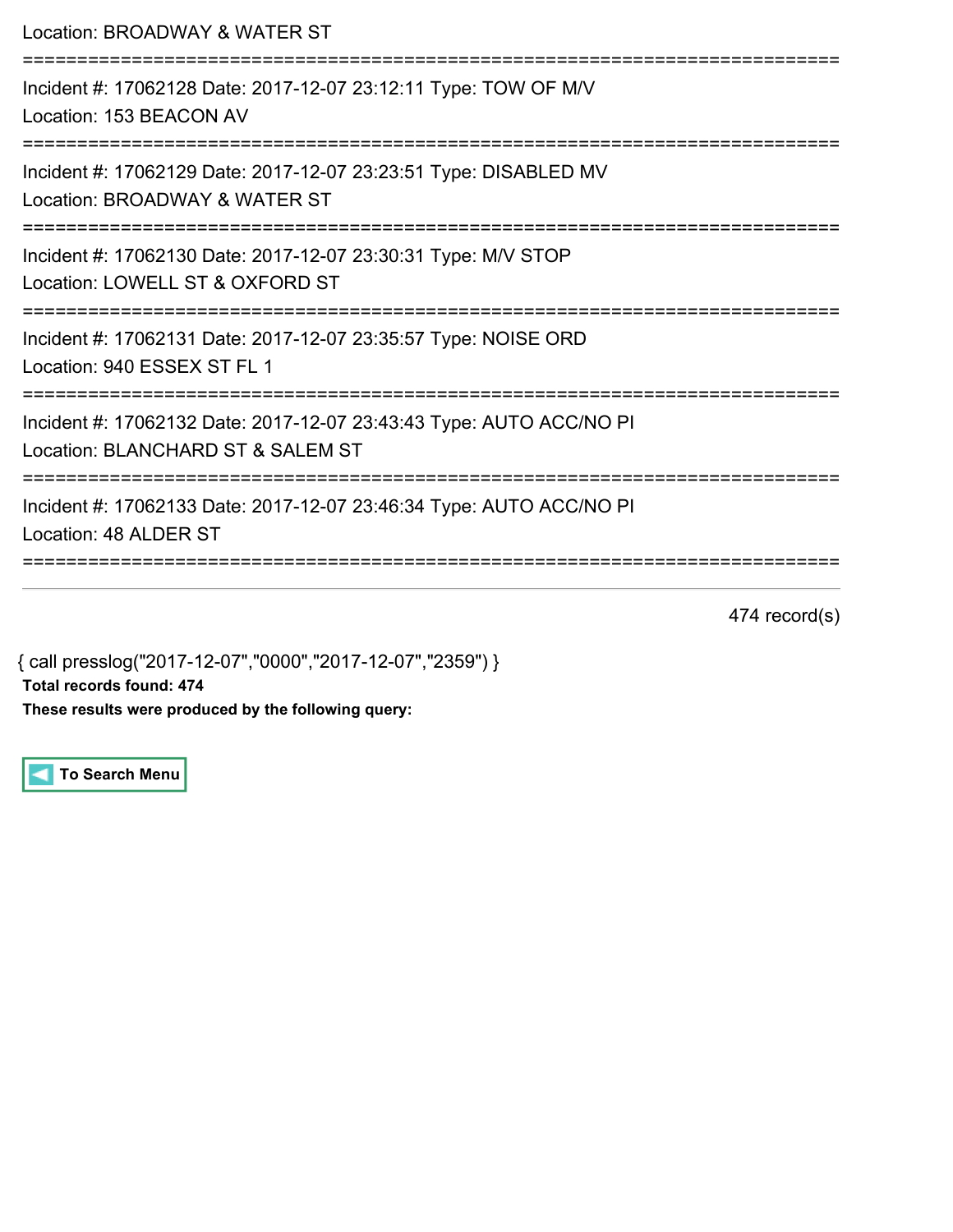Location: BROADWAY & WATER ST

===========================================================================

Incident #: 17062128 Date: 2017-12-07 23:12:11 Type: TOW OF M/V

Location: 153 BEACON AV

===========================================================================

Incident #: 17062129 Date: 2017-12-07 23:23:51 Type: DISABLED MV

Location: BROADWAY & WATER ST

===========================================================================

Incident #: 17062130 Date: 2017-12-07 23:30:31 Type: M/V STOP

Location: LOWELL ST & OXFORD ST

===========================================================================

Incident #: 17062131 Date: 2017-12-07 23:35:57 Type: NOISE ORD

Location: 940 ESSEX ST FL 1

===========================================================================

Incident #: 17062132 Date: 2017-12-07 23:43:43 Type: AUTO ACC/NO PI

Location: BLANCHARD ST & SALEM ST

===========================================================================

Incident #: 17062133 Date: 2017-12-07 23:46:34 Type: AUTO ACC/NO PI

Location: 48 ALDER ST

===========================================================================

474 record(s)

{ call presslog("2017-12-07","0000","2017-12-07","2359") }

**Total records found: 474**

**These results were produced by the following query:**

**To Search Menu**